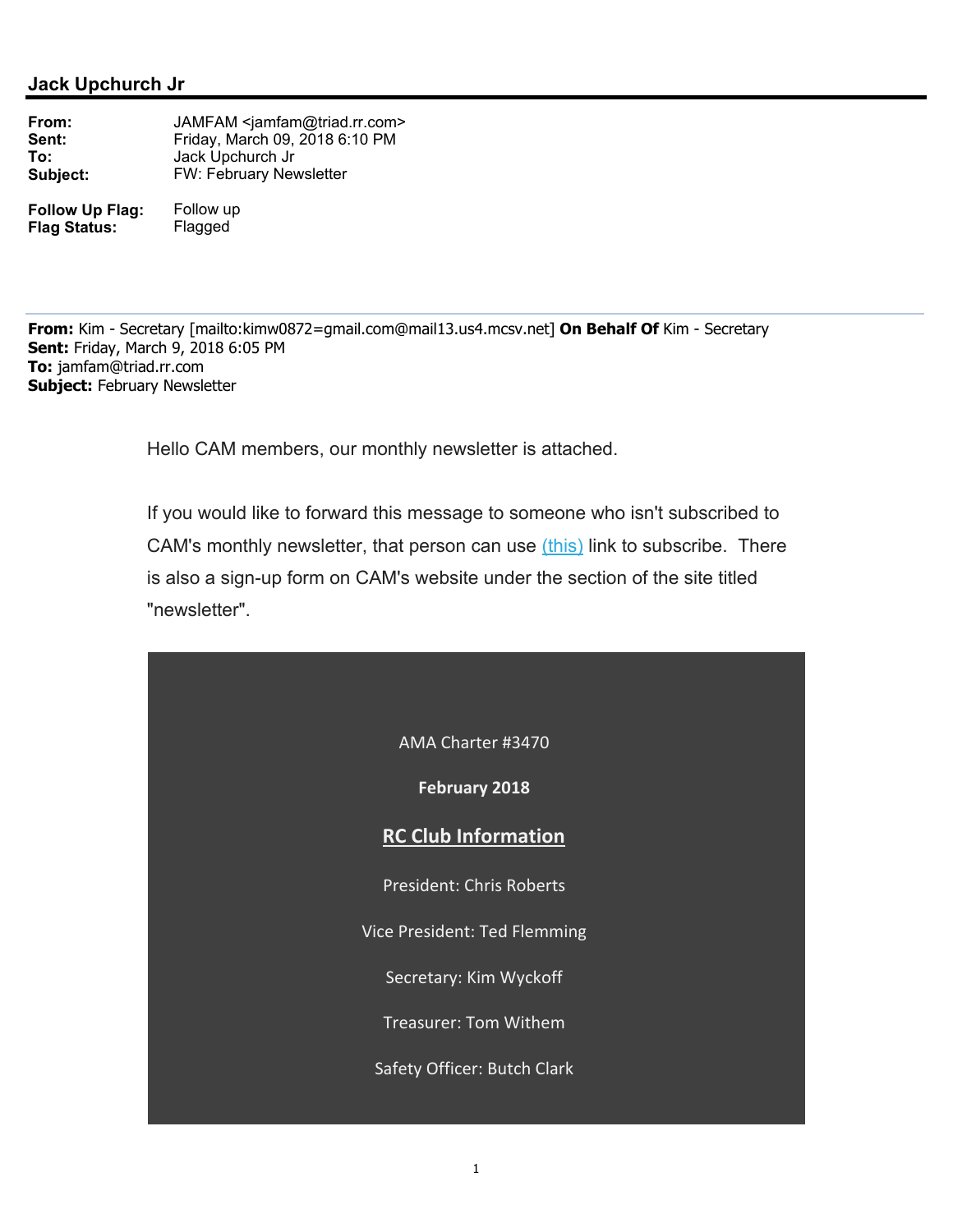## Jack Upchurch Jr

**From:** JAMFAM <jamfam@triad.rr.com>
**Sent:** Friday, March 09, 2018 6:10 PM
**To:** Jack Upchurch Jr
**Subject:** FW: February Newsletter

**Follow Up Flag:** Follow up
**Flag Status:** Flagged

---

**From:** Kim - Secretary [mailto:kimw0872=gmail.com@mail13.us4.mcsv.net] **On Behalf Of** Kim - Secretary
**Sent:** Friday, March 9, 2018 6:05 PM
**To:** jamfam@triad.rr.com
**Subject:** February Newsletter

Hello CAM members, our monthly newsletter is attached.

If you would like to forward this message to someone who isn't subscribed to CAM's monthly newsletter, that person can use (this) link to subscribe. There is also a sign-up form on CAM's website under the section of the site titled "newsletter".

AMA Charter #3470

**February 2018**

**RC Club Information**

President: Chris Roberts

Vice President: Ted Flemming

Secretary: Kim Wyckoff

Treasurer: Tom Withem

Safety Officer: Butch Clark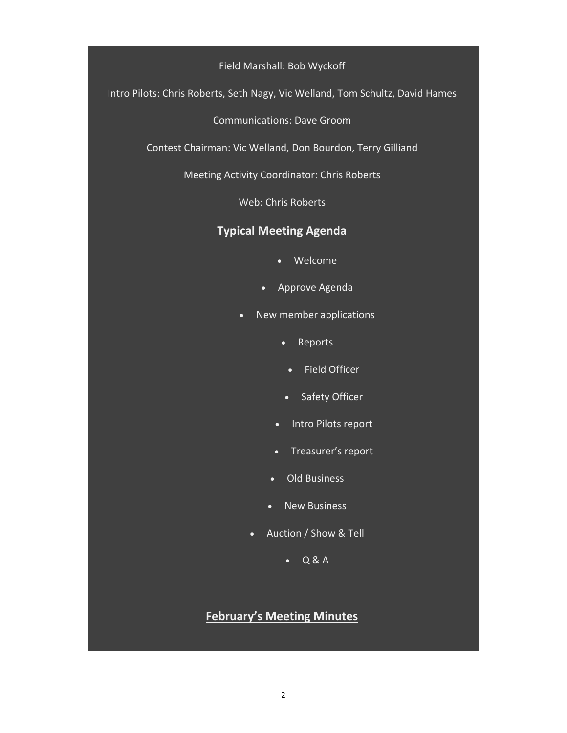Field Marshall: Bob Wyckoff

Intro Pilots: Chris Roberts, Seth Nagy, Vic Welland, Tom Schultz, David Hames

Communications: Dave Groom

Contest Chairman: Vic Welland, Don Bourdon, Terry Gilliand

Meeting Activity Coordinator: Chris Roberts

Web: Chris Roberts

## **Typical Meeting Agenda**

- Welcome
- Approve Agenda
- New member applications
- Reports
- Field Officer
- Safety Officer
- Intro Pilots report
- Treasurer's report
- Old Business
- New Business
- Auction / Show & Tell
- Q & A

## **February's Meeting Minutes**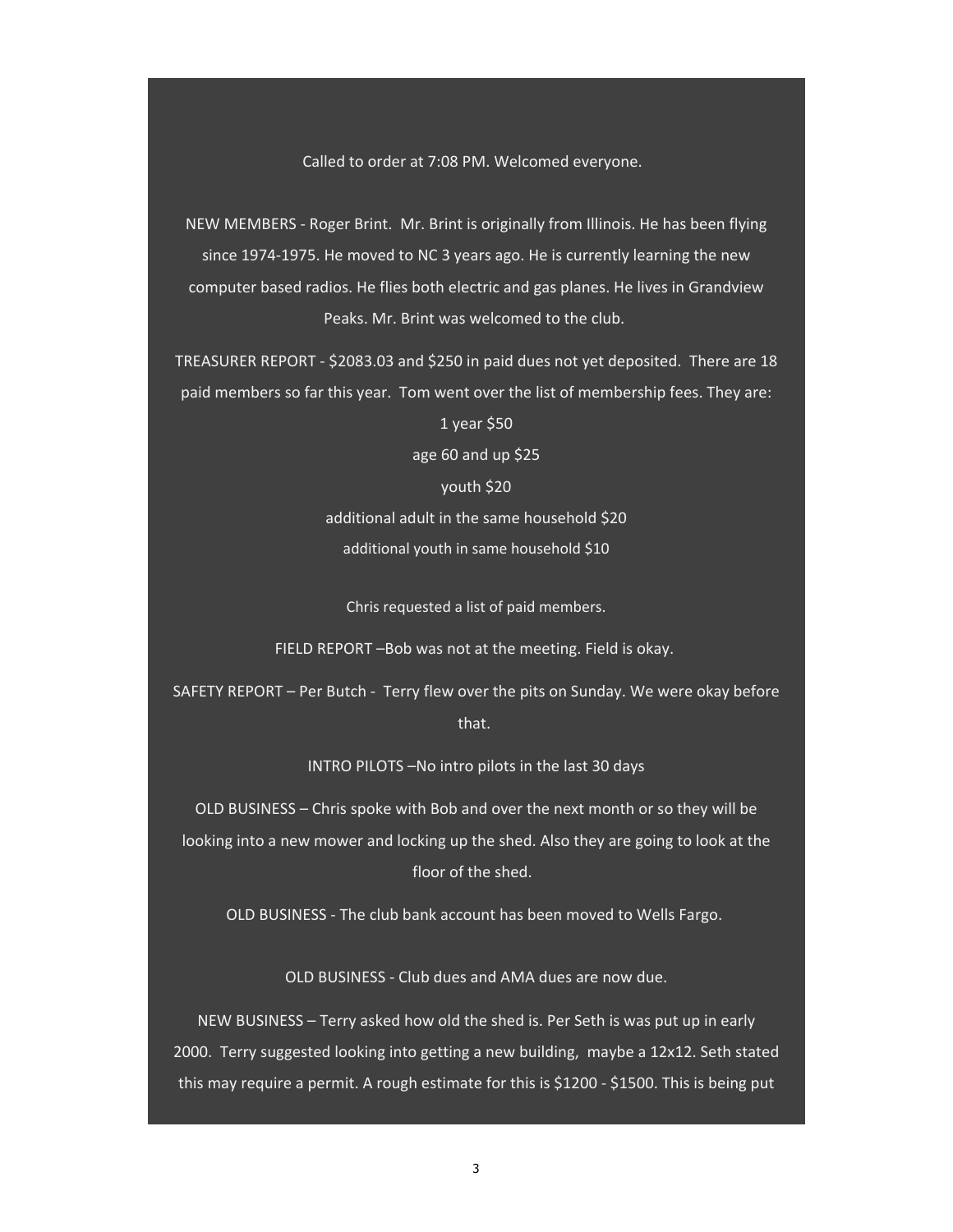Called to order at 7:08 PM. Welcomed everyone.

NEW MEMBERS - Roger Brint. Mr. Brint is originally from Illinois. He has been flying since 1974-1975. He moved to NC 3 years ago. He is currently learning the new computer based radios. He flies both electric and gas planes. He lives in Grandview Peaks. Mr. Brint was welcomed to the club.

TREASURER REPORT - $2083.03 and $250 in paid dues not yet deposited. There are 18 paid members so far this year. Tom went over the list of membership fees. They are:

1 year $50

age 60 and up $25

youth $20

additional adult in the same household $20

additional youth in same household $10

Chris requested a list of paid members.

FIELD REPORT –Bob was not at the meeting. Field is okay.

SAFETY REPORT – Per Butch - Terry flew over the pits on Sunday. We were okay before that.

INTRO PILOTS –No intro pilots in the last 30 days

OLD BUSINESS – Chris spoke with Bob and over the next month or so they will be looking into a new mower and locking up the shed. Also they are going to look at the floor of the shed.

OLD BUSINESS - The club bank account has been moved to Wells Fargo.

OLD BUSINESS - Club dues and AMA dues are now due.

NEW BUSINESS – Terry asked how old the shed is. Per Seth is was put up in early 2000. Terry suggested looking into getting a new building, maybe a 12x12. Seth stated this may require a permit. A rough estimate for this is $1200 - $1500. This is being put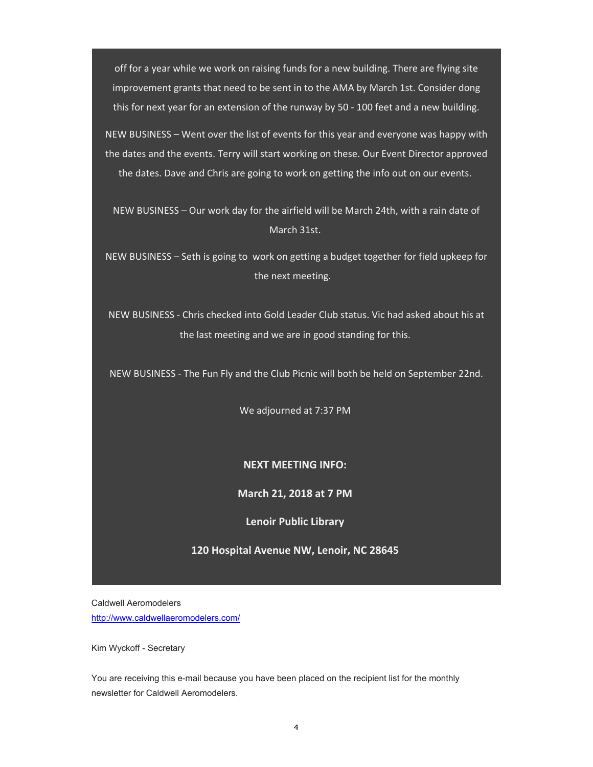off for a year while we work on raising funds for a new building. There are flying site improvement grants that need to be sent in to the AMA by March 1st. Consider dong this for next year for an extension of the runway by 50 - 100 feet and a new building.

NEW BUSINESS – Went over the list of events for this year and everyone was happy with the dates and the events. Terry will start working on these. Our Event Director approved the dates. Dave and Chris are going to work on getting the info out on our events.

NEW BUSINESS – Our work day for the airfield will be March 24th, with a rain date of March 31st.

NEW BUSINESS – Seth is going to work on getting a budget together for field upkeep for the next meeting.

NEW BUSINESS - Chris checked into Gold Leader Club status. Vic had asked about his at the last meeting and we are in good standing for this.

NEW BUSINESS - The Fun Fly and the Club Picnic will both be held on September 22nd.

We adjourned at 7:37 PM

**NEXT MEETING INFO:**

**March 21, 2018 at 7 PM**

**Lenoir Public Library**

**120 Hospital Avenue NW, Lenoir, NC 28645**

Caldwell Aeromodelers
http://www.caldwellaeromodelers.com/

Kim Wyckoff - Secretary

You are receiving this e-mail because you have been placed on the recipient list for the monthly newsletter for Caldwell Aeromodelers.